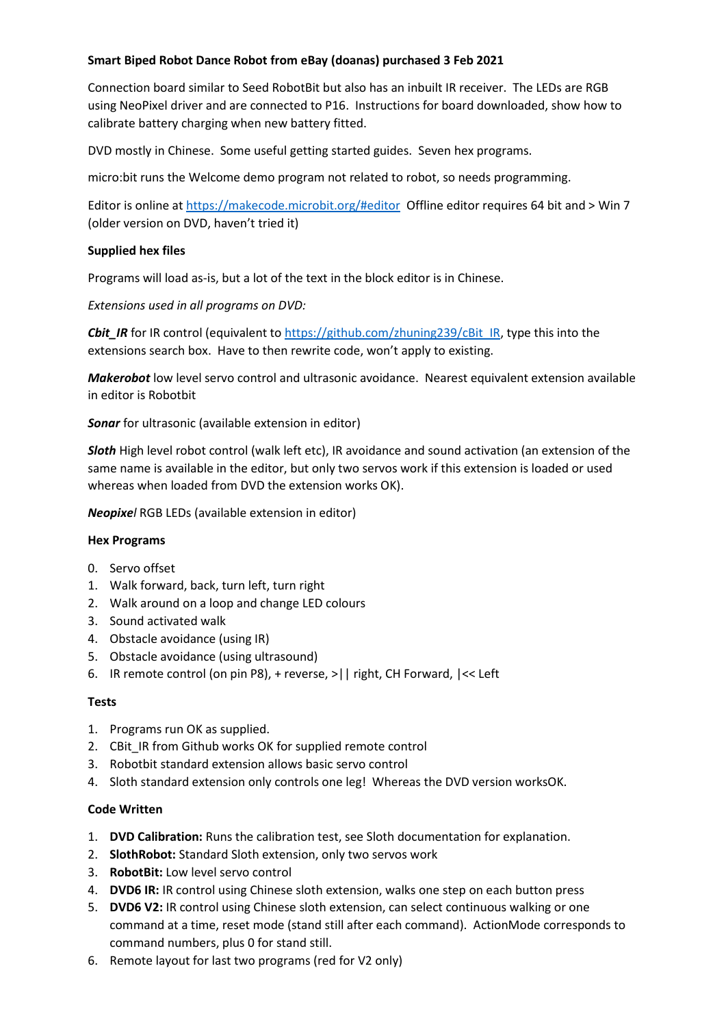**Smart Biped Robot Dance Robot from eBay (doanas) purchased 3 Feb 2021**

Connection board similar to Seed RobotBit but also has an inbuilt IR receiver. The LEDs are RGB using NeoPixel driver and are connected to P16. Instructions for board downloaded, show how to calibrate battery charging when new battery fitted.

DVD mostly in Chinese. Some useful getting started guides. Seven hex programs.

micro:bit runs the Welcome demo program not related to robot, so needs programming.

Editor is online at https://makecode.microbit.org/#editor Offline editor requires 64 bit and > Win 7 (older version on DVD, haven't tried it)

**Supplied hex files**

Programs will load as-is, but a lot of the text in the block editor is in Chinese.

*Extensions used in all programs on DVD:*

***Cbit_IR*** for IR control (equivalent to https://github.com/zhuning239/cBit_IR, type this into the extensions search box. Have to then rewrite code, won't apply to existing.

***Makerobot*** low level servo control and ultrasonic avoidance. Nearest equivalent extension available in editor is Robotbit

***Sonar*** for ultrasonic (available extension in editor)

***Sloth*** High level robot control (walk left etc), IR avoidance and sound activation (an extension of the same name is available in the editor, but only two servos work if this extension is loaded or used whereas when loaded from DVD the extension works OK).

***Neopixel*** RGB LEDs (available extension in editor)

**Hex Programs**

0. Servo offset
1. Walk forward, back, turn left, turn right
2. Walk around on a loop and change LED colours
3. Sound activated walk
4. Obstacle avoidance (using IR)
5. Obstacle avoidance (using ultrasound)
6. IR remote control (on pin P8), + reverse, >|| right, CH Forward, |<< Left

**Tests**

1. Programs run OK as supplied.
2. CBit_IR from Github works OK for supplied remote control
3. Robotbit standard extension allows basic servo control
4. Sloth standard extension only controls one leg! Whereas the DVD version worksOK.

**Code Written**

1. **DVD Calibration:** Runs the calibration test, see Sloth documentation for explanation.
2. **SlothRobot:** Standard Sloth extension, only two servos work
3. **RobotBit:** Low level servo control
4. **DVD6 IR:** IR control using Chinese sloth extension, walks one step on each button press
5. **DVD6 V2:** IR control using Chinese sloth extension, can select continuous walking or one command at a time, reset mode (stand still after each command). ActionMode corresponds to command numbers, plus 0 for stand still.
6. Remote layout for last two programs (red for V2 only)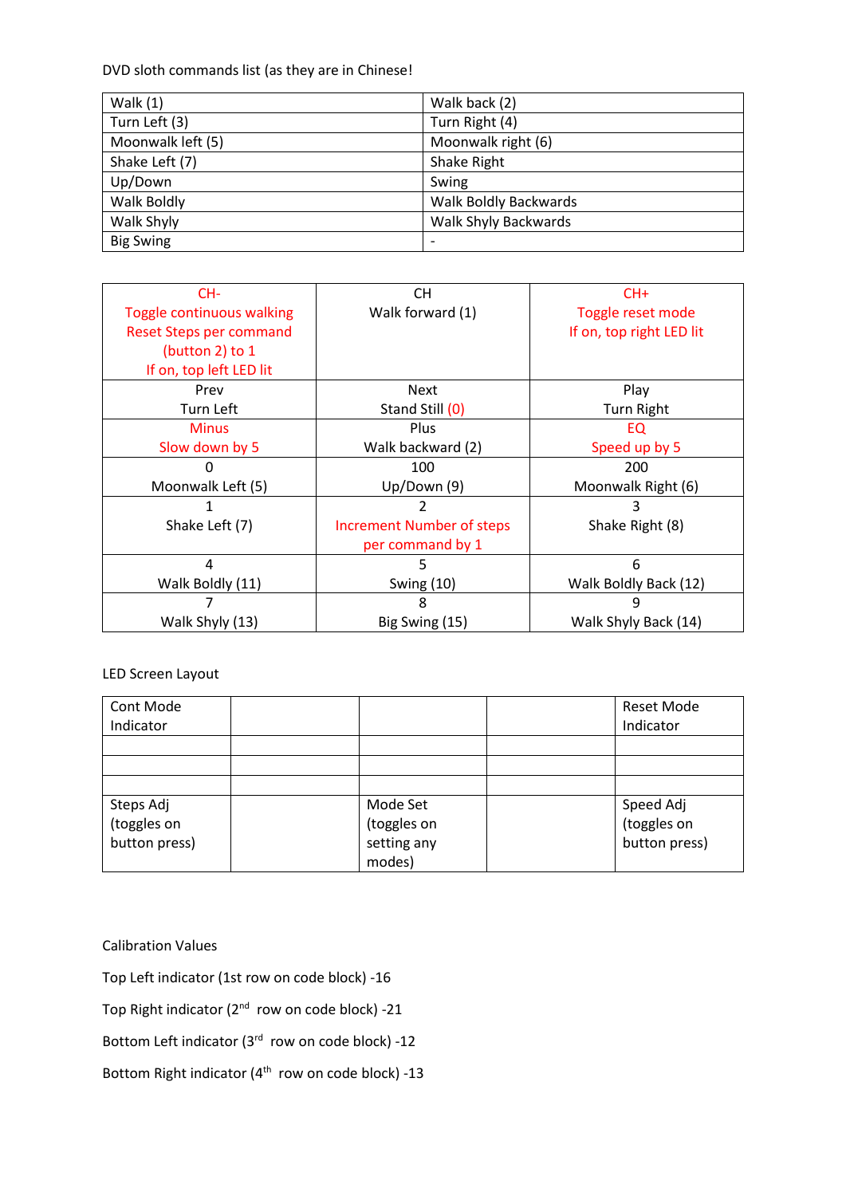DVD sloth commands list (as they are in Chinese!

| | |
|---|---|
| Walk (1) | Walk back (2) |
| Turn Left (3) | Turn Right (4) |
| Moonwalk left (5) | Moonwalk right (6) |
| Shake Left (7) | Shake Right |
| Up/Down | Swing |
| Walk Boldly | Walk Boldly Backwards |
| Walk Shyly | Walk Shyly Backwards |
| Big Swing | - |

| | | |
|---|---|---|
| CH-<br>Toggle continuous walking<br>Reset Steps per command (button 2) to 1<br>If on, top left LED lit | CH<br>Walk forward (1) | CH+<br>Toggle reset mode<br>If on, top right LED lit |
| Prev<br>Turn Left | Next<br>Stand Still (0) | Play<br>Turn Right |
| Minus<br>Slow down by 5 | Plus<br>Walk backward (2) | EQ<br>Speed up by 5 |
| 0<br>Moonwalk Left (5) | 100<br>Up/Down (9) | 200<br>Moonwalk Right (6) |
| 1<br>Shake Left (7) | 2<br>Increment Number of steps per command by 1 | 3<br>Shake Right (8) |
| 4<br>Walk Boldly (11) | 5<br>Swing (10) | 6<br>Walk Boldly Back (12) |
| 7<br>Walk Shyly (13) | 8<br>Big Swing (15) | 9<br>Walk Shyly Back (14) |

LED Screen Layout

| | | | | |
|---|---|---|---|---|
| Cont Mode Indicator | | | | Reset Mode Indicator |
| | | | | |
| | | | | |
| | | | | |
| Steps Adj (toggles on button press) | | Mode Set (toggles on setting any modes) | | Speed Adj (toggles on button press) |

Calibration Values

Top Left indicator (1st row on code block) -16

Top Right indicator (2nd row on code block) -21

Bottom Left indicator (3rd row on code block) -12

Bottom Right indicator (4th row on code block) -13